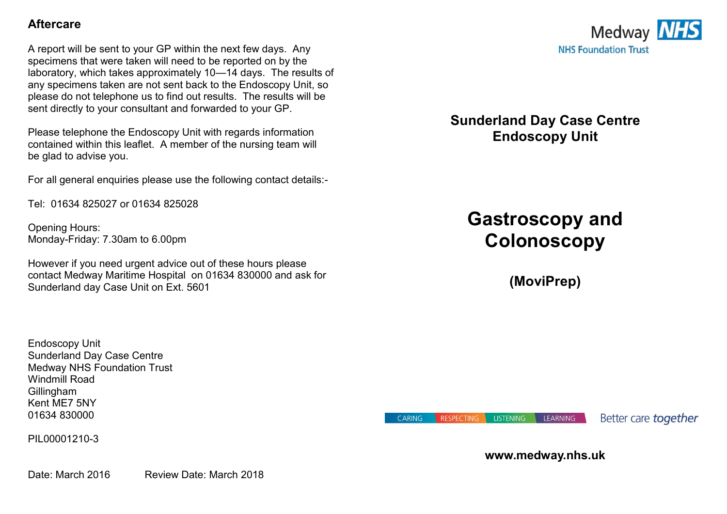## Aftercare

A report will be sent to your GP within the next few days. Any specimens that were taken will need to be reported on by the laboratory, which takes approximately 10—14 days. The results of any specimens taken are not sent back to the Endoscopy Unit, so please do not telephone us to find out results. The results will be sent directly to your consultant and forwarded to your GP.

Please telephone the Endoscopy Unit with regards information contained within this leaflet. A member of the nursing team will be glad to advise you.

For all general enquiries please use the following contact details:-

Tel: 01634 825027 or 01634 825028

Opening Hours:
Monday-Friday: 7.30am to 6.00pm

However if you need urgent advice out of these hours please contact Medway Maritime Hospital on 01634 830000 and ask for Sunderland day Case Unit on Ext. 5601

Endoscopy Unit
Sunderland Day Case Centre
Medway NHS Foundation Trust
Windmill Road
Gillingham
Kent ME7 5NY
01634 830000

PIL00001210-3

Date: March 2016 Review Date: March 2018

Medway NHS
NHS Foundation Trust

**Sunderland Day Case Centre**
**Endoscopy Unit**

# Gastroscopy and Colonoscopy

**(MoviPrep)**

CARING RESPECTING LISTENING LEARNING Better care *together*

**www.medway.nhs.uk**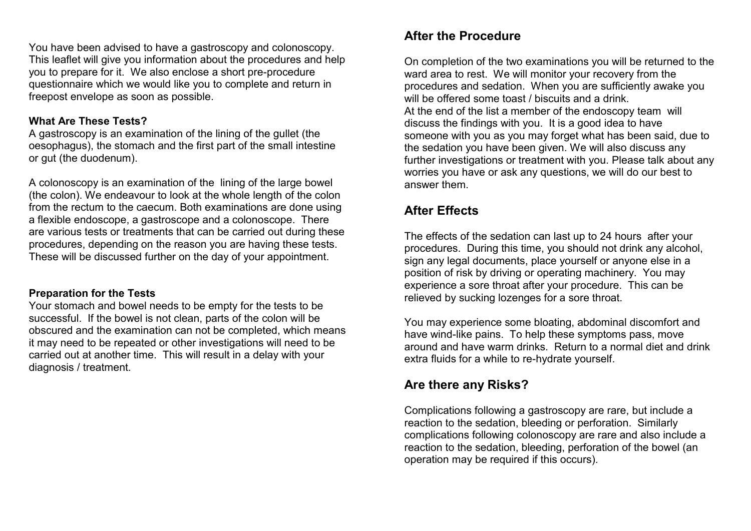You have been advised to have a gastroscopy and colonoscopy. This leaflet will give you information about the procedures and help you to prepare for it. We also enclose a short pre-procedure questionnaire which we would like you to complete and return in freepost envelope as soon as possible.

**What Are These Tests?**

A gastroscopy is an examination of the lining of the gullet (the oesophagus), the stomach and the first part of the small intestine or gut (the duodenum).

A colonoscopy is an examination of the lining of the large bowel (the colon). We endeavour to look at the whole length of the colon from the rectum to the caecum. Both examinations are done using a flexible endoscope, a gastroscope and a colonoscope. There are various tests or treatments that can be carried out during these procedures, depending on the reason you are having these tests. These will be discussed further on the day of your appointment.

**Preparation for the Tests**

Your stomach and bowel needs to be empty for the tests to be successful. If the bowel is not clean, parts of the colon will be obscured and the examination can not be completed, which means it may need to be repeated or other investigations will need to be carried out at another time. This will result in a delay with your diagnosis / treatment.

## After the Procedure

On completion of the two examinations you will be returned to the ward area to rest. We will monitor your recovery from the procedures and sedation. When you are sufficiently awake you will be offered some toast / biscuits and a drink.
At the end of the list a member of the endoscopy team will discuss the findings with you. It is a good idea to have someone with you as you may forget what has been said, due to the sedation you have been given. We will also discuss any further investigations or treatment with you. Please talk about any worries you have or ask any questions, we will do our best to answer them.

## After Effects

The effects of the sedation can last up to 24 hours after your procedures. During this time, you should not drink any alcohol, sign any legal documents, place yourself or anyone else in a position of risk by driving or operating machinery. You may experience a sore throat after your procedure. This can be relieved by sucking lozenges for a sore throat.

You may experience some bloating, abdominal discomfort and have wind-like pains. To help these symptoms pass, move around and have warm drinks. Return to a normal diet and drink extra fluids for a while to re-hydrate yourself.

## Are there any Risks?

Complications following a gastroscopy are rare, but include a reaction to the sedation, bleeding or perforation. Similarly complications following colonoscopy are rare and also include a reaction to the sedation, bleeding, perforation of the bowel (an operation may be required if this occurs).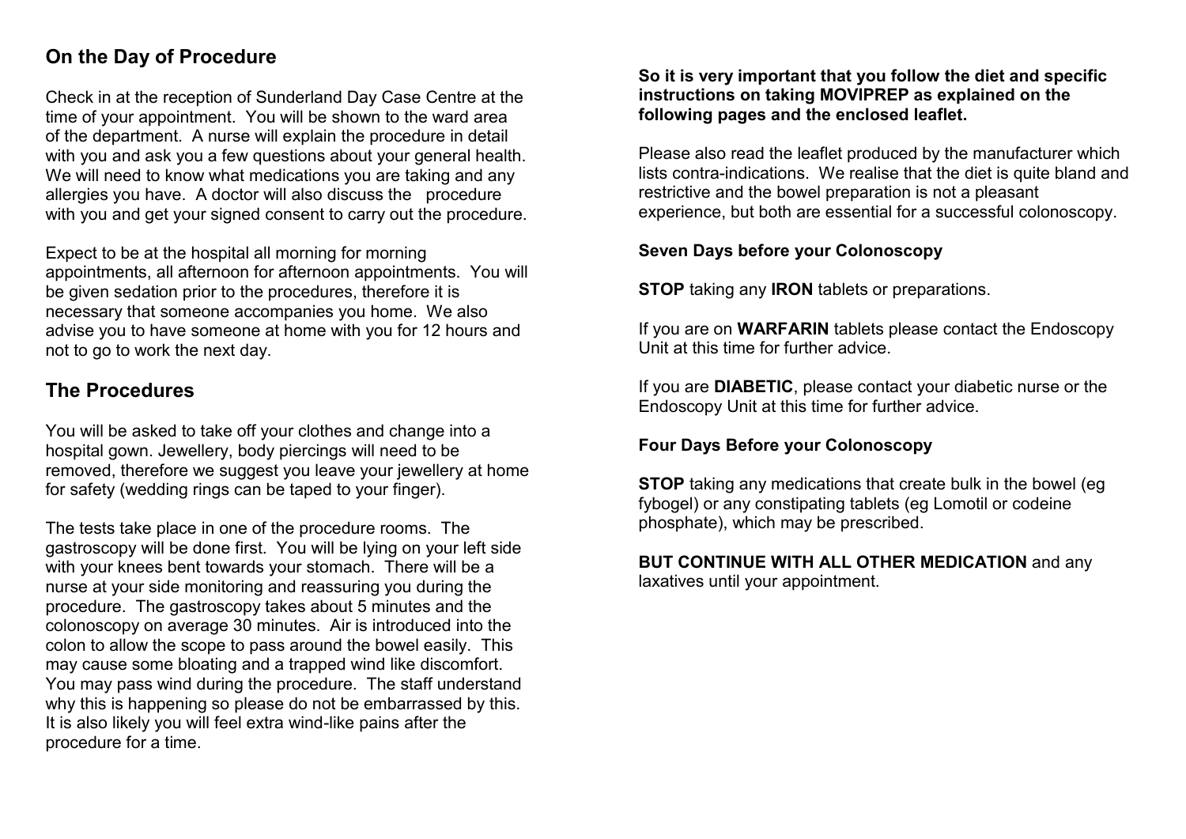## On the Day of Procedure

Check in at the reception of Sunderland Day Case Centre at the time of your appointment. You will be shown to the ward area of the department. A nurse will explain the procedure in detail with you and ask you a few questions about your general health. We will need to know what medications you are taking and any allergies you have. A doctor will also discuss the procedure with you and get your signed consent to carry out the procedure.

Expect to be at the hospital all morning for morning appointments, all afternoon for afternoon appointments. You will be given sedation prior to the procedures, therefore it is necessary that someone accompanies you home. We also advise you to have someone at home with you for 12 hours and not to go to work the next day.

## The Procedures

You will be asked to take off your clothes and change into a hospital gown. Jewellery, body piercings will need to be removed, therefore we suggest you leave your jewellery at home for safety (wedding rings can be taped to your finger).

The tests take place in one of the procedure rooms. The gastroscopy will be done first. You will be lying on your left side with your knees bent towards your stomach. There will be a nurse at your side monitoring and reassuring you during the procedure. The gastroscopy takes about 5 minutes and the colonoscopy on average 30 minutes. Air is introduced into the colon to allow the scope to pass around the bowel easily. This may cause some bloating and a trapped wind like discomfort. You may pass wind during the procedure. The staff understand why this is happening so please do not be embarrassed by this. It is also likely you will feel extra wind-like pains after the procedure for a time.

**So it is very important that you follow the diet and specific instructions on taking MOVIPREP as explained on the following pages and the enclosed leaflet.**

Please also read the leaflet produced by the manufacturer which lists contra-indications. We realise that the diet is quite bland and restrictive and the bowel preparation is not a pleasant experience, but both are essential for a successful colonoscopy.

### Seven Days before your Colonoscopy

**STOP** taking any **IRON** tablets or preparations.

If you are on **WARFARIN** tablets please contact the Endoscopy Unit at this time for further advice.

If you are **DIABETIC**, please contact your diabetic nurse or the Endoscopy Unit at this time for further advice.

### Four Days Before your Colonoscopy

**STOP** taking any medications that create bulk in the bowel (eg fybogel) or any constipating tablets (eg Lomotil or codeine phosphate), which may be prescribed.

**BUT CONTINUE WITH ALL OTHER MEDICATION** and any laxatives until your appointment.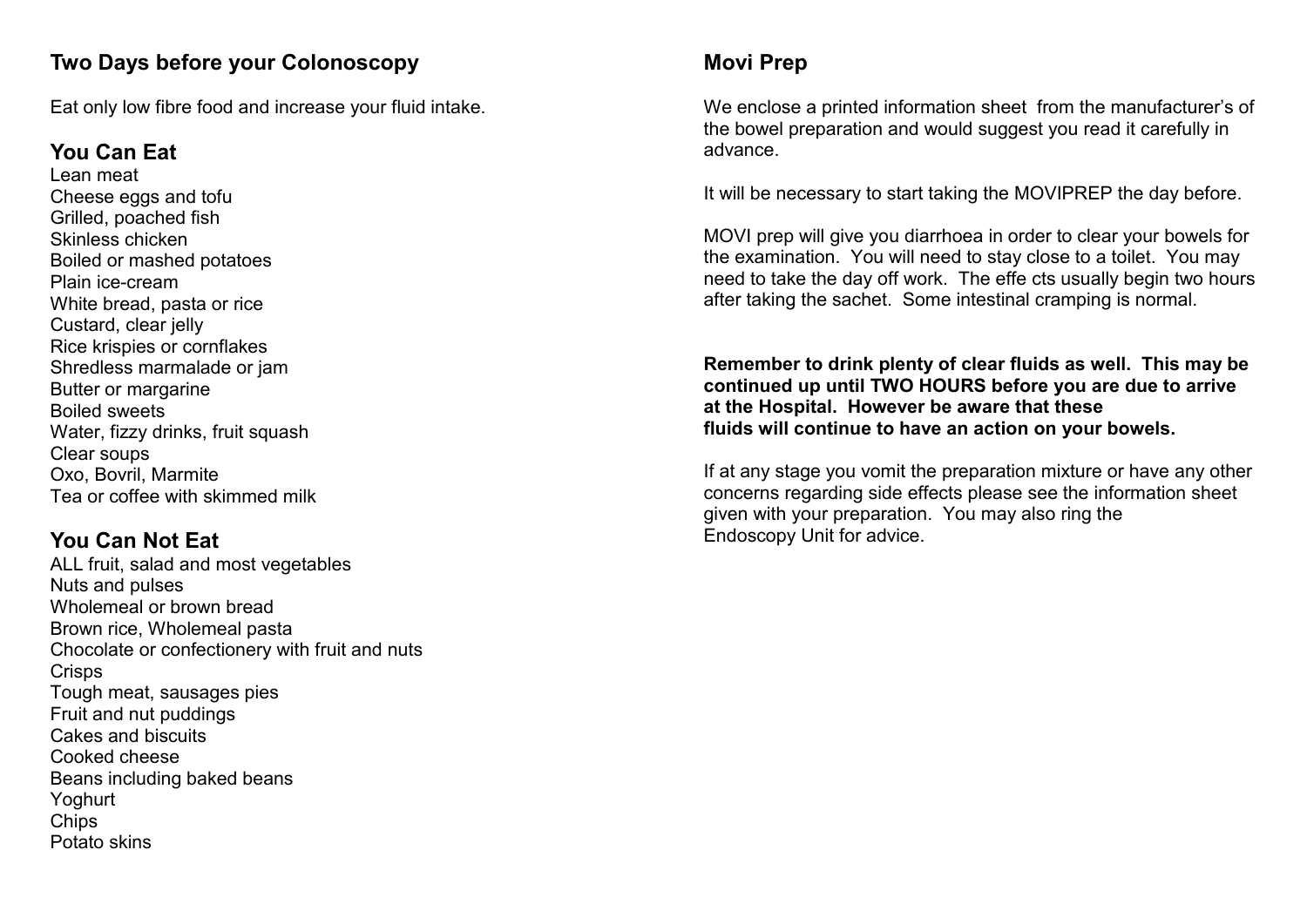## Two Days before your Colonoscopy

Eat only low fibre food and increase your fluid intake.

### You Can Eat

Lean meat
Cheese eggs and tofu
Grilled, poached fish
Skinless chicken
Boiled or mashed potatoes
Plain ice-cream
White bread, pasta or rice
Custard, clear jelly
Rice krispies or cornflakes
Shredless marmalade or jam
Butter or margarine
Boiled sweets
Water, fizzy drinks, fruit squash
Clear soups
Oxo, Bovril, Marmite
Tea or coffee with skimmed milk

### You Can Not Eat

ALL fruit, salad and most vegetables
Nuts and pulses
Wholemeal or brown bread
Brown rice, Wholemeal pasta
Chocolate or confectionery with fruit and nuts
Crisps
Tough meat, sausages pies
Fruit and nut puddings
Cakes and biscuits
Cooked cheese
Beans including baked beans
Yoghurt
Chips
Potato skins

## Movi Prep

We enclose a printed information sheet from the manufacturer's of the bowel preparation and would suggest you read it carefully in advance.

It will be necessary to start taking the MOVIPREP the day before.

MOVI prep will give you diarrhoea in order to clear your bowels for the examination. You will need to stay close to a toilet. You may need to take the day off work. The effe cts usually begin two hours after taking the sachet. Some intestinal cramping is normal.

**Remember to drink plenty of clear fluids as well. This may be continued up until TWO HOURS before you are due to arrive at the Hospital. However be aware that these fluids will continue to have an action on your bowels.**

If at any stage you vomit the preparation mixture or have any other concerns regarding side effects please see the information sheet given with your preparation. You may also ring the Endoscopy Unit for advice.